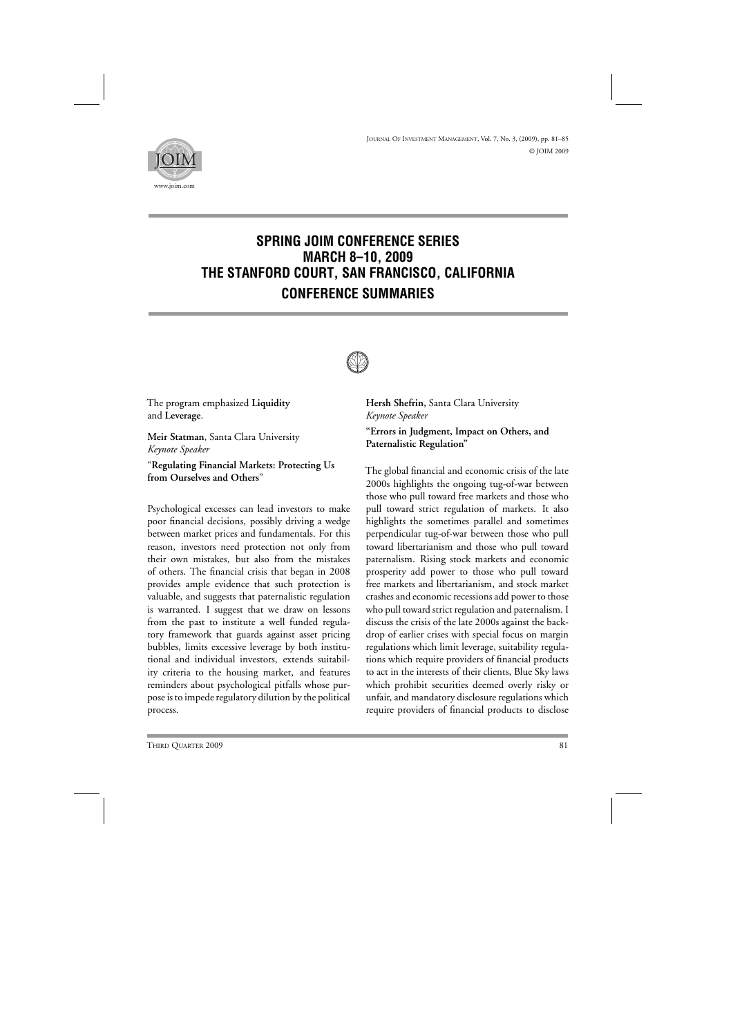# SPRING JOIM CONFERENCE SERIES
# MARCH 8–10, 2009
# THE STANFORD COURT, SAN FRANCISCO, CALIFORNIA
## CONFERENCE SUMMARIES

The program emphasized **Liquidity** and **Leverage**.

**Meir Statman**, Santa Clara University
*Keynote Speaker*

"**Regulating Financial Markets: Protecting Us from Ourselves and Others**"

Psychological excesses can lead investors to make poor financial decisions, possibly driving a wedge between market prices and fundamentals. For this reason, investors need protection not only from their own mistakes, but also from the mistakes of others. The financial crisis that began in 2008 provides ample evidence that such protection is valuable, and suggests that paternalistic regulation is warranted. I suggest that we draw on lessons from the past to institute a well funded regulatory framework that guards against asset pricing bubbles, limits excessive leverage by both institutional and individual investors, extends suitability criteria to the housing market, and features reminders about psychological pitfalls whose purpose is to impede regulatory dilution by the political process.

**Hersh Shefrin,** Santa Clara University
*Keynote Speaker*

**"Errors in Judgment, Impact on Others, and Paternalistic Regulation"**

The global financial and economic crisis of the late 2000s highlights the ongoing tug-of-war between those who pull toward free markets and those who pull toward strict regulation of markets. It also highlights the sometimes parallel and sometimes perpendicular tug-of-war between those who pull toward libertarianism and those who pull toward paternalism. Rising stock markets and economic prosperity add power to those who pull toward free markets and libertarianism, and stock market crashes and economic recessions add power to those who pull toward strict regulation and paternalism. I discuss the crisis of the late 2000s against the backdrop of earlier crises with special focus on margin regulations which limit leverage, suitability regulations which require providers of financial products to act in the interests of their clients, Blue Sky laws which prohibit securities deemed overly risky or unfair, and mandatory disclosure regulations which require providers of financial products to disclose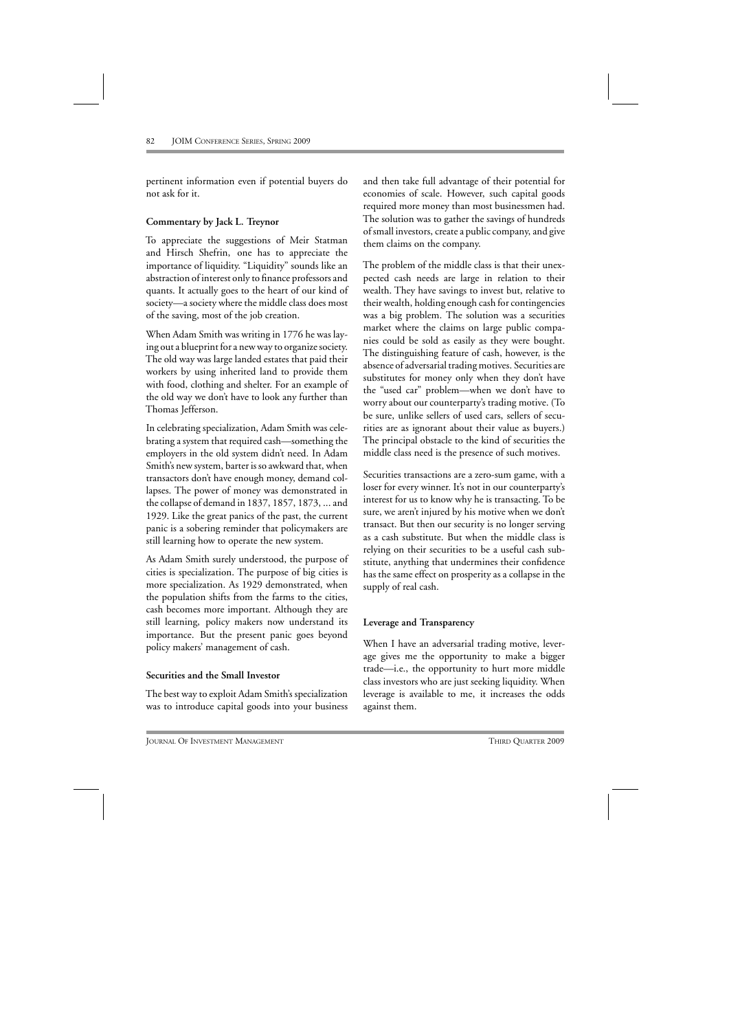pertinent information even if potential buyers do not ask for it.

**Commentary by Jack L. Treynor**

To appreciate the suggestions of Meir Statman and Hirsch Shefrin, one has to appreciate the importance of liquidity. "Liquidity" sounds like an abstraction of interest only to finance professors and quants. It actually goes to the heart of our kind of society—a society where the middle class does most of the saving, most of the job creation.

When Adam Smith was writing in 1776 he was laying out a blueprint for a new way to organize society. The old way was large landed estates that paid their workers by using inherited land to provide them with food, clothing and shelter. For an example of the old way we don't have to look any further than Thomas Jefferson.

In celebrating specialization, Adam Smith was celebrating a system that required cash—something the employers in the old system didn't need. In Adam Smith's new system, barter is so awkward that, when transactors don't have enough money, demand collapses. The power of money was demonstrated in the collapse of demand in 1837, 1857, 1873, ... and 1929. Like the great panics of the past, the current panic is a sobering reminder that policymakers are still learning how to operate the new system.

As Adam Smith surely understood, the purpose of cities is specialization. The purpose of big cities is more specialization. As 1929 demonstrated, when the population shifts from the farms to the cities, cash becomes more important. Although they are still learning, policy makers now understand its importance. But the present panic goes beyond policy makers' management of cash.

**Securities and the Small Investor**

The best way to exploit Adam Smith's specialization was to introduce capital goods into your business and then take full advantage of their potential for economies of scale. However, such capital goods required more money than most businessmen had. The solution was to gather the savings of hundreds of small investors, create a public company, and give them claims on the company.

The problem of the middle class is that their unexpected cash needs are large in relation to their wealth. They have savings to invest but, relative to their wealth, holding enough cash for contingencies was a big problem. The solution was a securities market where the claims on large public companies could be sold as easily as they were bought. The distinguishing feature of cash, however, is the absence of adversarial trading motives. Securities are substitutes for money only when they don't have the "used car" problem—when we don't have to worry about our counterparty's trading motive. (To be sure, unlike sellers of used cars, sellers of securities are as ignorant about their value as buyers.) The principal obstacle to the kind of securities the middle class need is the presence of such motives.

Securities transactions are a zero-sum game, with a loser for every winner. It's not in our counterparty's interest for us to know why he is transacting. To be sure, we aren't injured by his motive when we don't transact. But then our security is no longer serving as a cash substitute. But when the middle class is relying on their securities to be a useful cash substitute, anything that undermines their confidence has the same effect on prosperity as a collapse in the supply of real cash.

**Leverage and Transparency**

When I have an adversarial trading motive, leverage gives me the opportunity to make a bigger trade—i.e., the opportunity to hurt more middle class investors who are just seeking liquidity. When leverage is available to me, it increases the odds against them.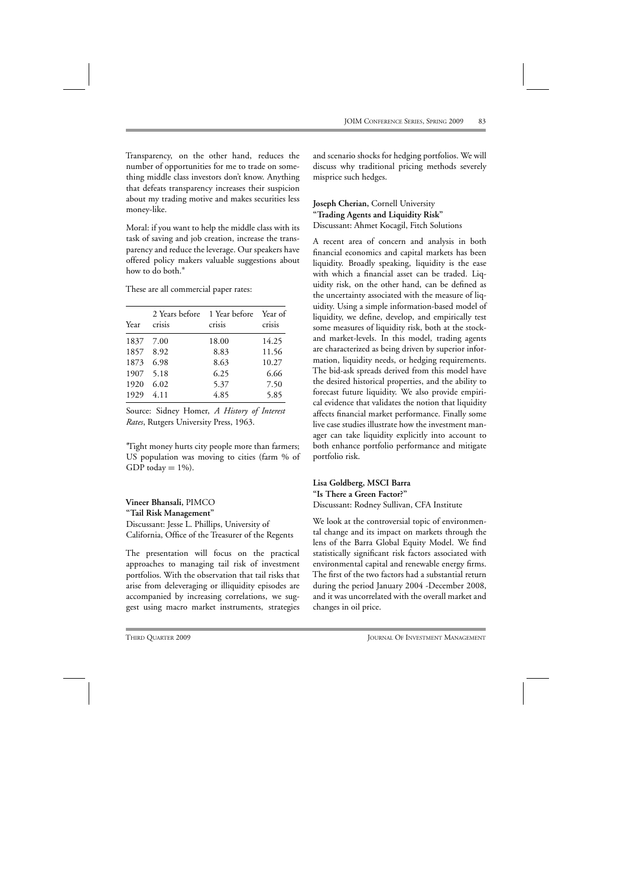Transparency, on the other hand, reduces the number of opportunities for me to trade on something middle class investors don't know. Anything that defeats transparency increases their suspicion about my trading motive and makes securities less money-like.

Moral: if you want to help the middle class with its task of saving and job creation, increase the transparency and reduce the leverage. Our speakers have offered policy makers valuable suggestions about how to do both.*

These are all commercial paper rates:

| Year | 2 Years before crisis | 1 Year before crisis | Year of crisis |
|---|---|---|---|
| 1837 | 7.00 | 18.00 | 14.25 |
| 1857 | 8.92 | 8.83 | 11.56 |
| 1873 | 6.98 | 8.63 | 10.27 |
| 1907 | 5.18 | 6.25 | 6.66 |
| 1920 | 6.02 | 5.37 | 7.50 |
| 1929 | 4.11 | 4.85 | 5.85 |

Source: Sidney Homer, *A History of Interest Rates*, Rutgers University Press, 1963.

*Tight money hurts city people more than farmers; US population was moving to cities (farm % of GDP today = 1%).

**Vineer Bhansali,** PIMCO
**"Tail Risk Management"**
Discussant: Jesse L. Phillips, University of California, Office of the Treasurer of the Regents

The presentation will focus on the practical approaches to managing tail risk of investment portfolios. With the observation that tail risks that arise from deleveraging or illiquidity episodes are accompanied by increasing correlations, we suggest using macro market instruments, strategies and scenario shocks for hedging portfolios. We will discuss why traditional pricing methods severely misprice such hedges.

**Joseph Cherian,** Cornell University
**"Trading Agents and Liquidity Risk"**
Discussant: Ahmet Kocagil, Fitch Solutions

A recent area of concern and analysis in both financial economics and capital markets has been liquidity. Broadly speaking, liquidity is the ease with which a financial asset can be traded. Liquidity risk, on the other hand, can be defined as the uncertainty associated with the measure of liquidity. Using a simple information-based model of liquidity, we define, develop, and empirically test some measures of liquidity risk, both at the stock- and market-levels. In this model, trading agents are characterized as being driven by superior information, liquidity needs, or hedging requirements. The bid-ask spreads derived from this model have the desired historical properties, and the ability to forecast future liquidity. We also provide empirical evidence that validates the notion that liquidity affects financial market performance. Finally some live case studies illustrate how the investment manager can take liquidity explicitly into account to both enhance portfolio performance and mitigate portfolio risk.

**Lisa Goldberg, MSCI Barra**
**"Is There a Green Factor?"**
Discussant: Rodney Sullivan, CFA Institute

We look at the controversial topic of environmental change and its impact on markets through the lens of the Barra Global Equity Model. We find statistically significant risk factors associated with environmental capital and renewable energy firms. The first of the two factors had a substantial return during the period January 2004 -December 2008, and it was uncorrelated with the overall market and changes in oil price.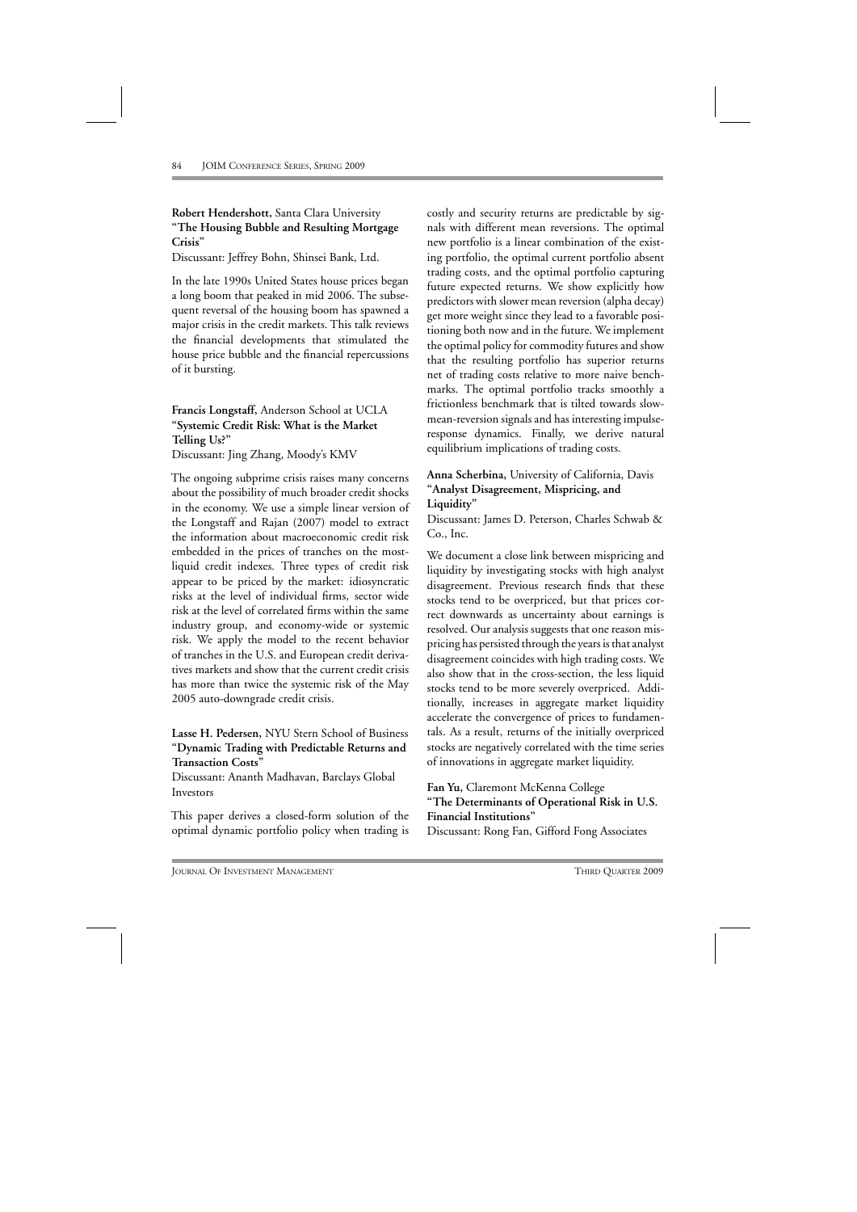**Robert Hendershott,** Santa Clara University
**"The Housing Bubble and Resulting Mortgage Crisis"**
Discussant: Jeffrey Bohn, Shinsei Bank, Ltd.

In the late 1990s United States house prices began a long boom that peaked in mid 2006. The subsequent reversal of the housing boom has spawned a major crisis in the credit markets. This talk reviews the financial developments that stimulated the house price bubble and the financial repercussions of it bursting.

**Francis Longstaff,** Anderson School at UCLA
**"Systemic Credit Risk: What is the Market Telling Us?"**
Discussant: Jing Zhang, Moody's KMV

The ongoing subprime crisis raises many concerns about the possibility of much broader credit shocks in the economy. We use a simple linear version of the Longstaff and Rajan (2007) model to extract the information about macroeconomic credit risk embedded in the prices of tranches on the most-liquid credit indexes. Three types of credit risk appear to be priced by the market: idiosyncratic risks at the level of individual firms, sector wide risk at the level of correlated firms within the same industry group, and economy-wide or systemic risk. We apply the model to the recent behavior of tranches in the U.S. and European credit derivatives markets and show that the current credit crisis has more than twice the systemic risk of the May 2005 auto-downgrade credit crisis.

**Lasse H. Pedersen,** NYU Stern School of Business
**"Dynamic Trading with Predictable Returns and Transaction Costs"**
Discussant: Ananth Madhavan, Barclays Global Investors

This paper derives a closed-form solution of the optimal dynamic portfolio policy when trading is costly and security returns are predictable by signals with different mean reversions. The optimal new portfolio is a linear combination of the existing portfolio, the optimal current portfolio absent trading costs, and the optimal portfolio capturing future expected returns. We show explicitly how predictors with slower mean reversion (alpha decay) get more weight since they lead to a favorable positioning both now and in the future. We implement the optimal policy for commodity futures and show that the resulting portfolio has superior returns net of trading costs relative to more naive benchmarks. The optimal portfolio tracks smoothly a frictionless benchmark that is tilted towards slow-mean-reversion signals and has interesting impulse-response dynamics. Finally, we derive natural equilibrium implications of trading costs.

**Anna Scherbina,** University of California, Davis
**"Analyst Disagreement, Mispricing, and Liquidity"**
Discussant: James D. Peterson, Charles Schwab & Co., Inc.

We document a close link between mispricing and liquidity by investigating stocks with high analyst disagreement. Previous research finds that these stocks tend to be overpriced, but that prices correct downwards as uncertainty about earnings is resolved. Our analysis suggests that one reason mispricing has persisted through the years is that analyst disagreement coincides with high trading costs. We also show that in the cross-section, the less liquid stocks tend to be more severely overpriced. Additionally, increases in aggregate market liquidity accelerate the convergence of prices to fundamentals. As a result, returns of the initially overpriced stocks are negatively correlated with the time series of innovations in aggregate market liquidity.

**Fan Yu,** Claremont McKenna College
**"The Determinants of Operational Risk in U.S. Financial Institutions"**
Discussant: Rong Fan, Gifford Fong Associates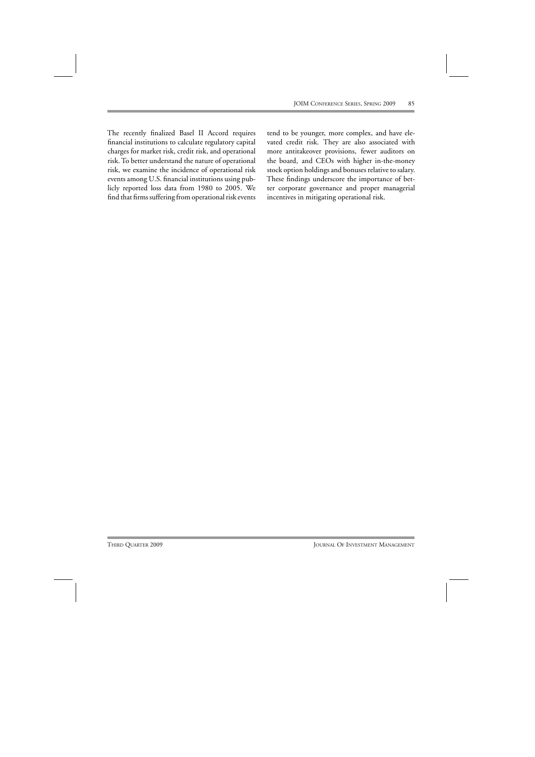The recently finalized Basel II Accord requires financial institutions to calculate regulatory capital charges for market risk, credit risk, and operational risk. To better understand the nature of operational risk, we examine the incidence of operational risk events among U.S. financial institutions using publicly reported loss data from 1980 to 2005. We find that firms suffering from operational risk events tend to be younger, more complex, and have elevated credit risk. They are also associated with more antitakeover provisions, fewer auditors on the board, and CEOs with higher in-the-money stock option holdings and bonuses relative to salary. These findings underscore the importance of better corporate governance and proper managerial incentives in mitigating operational risk.